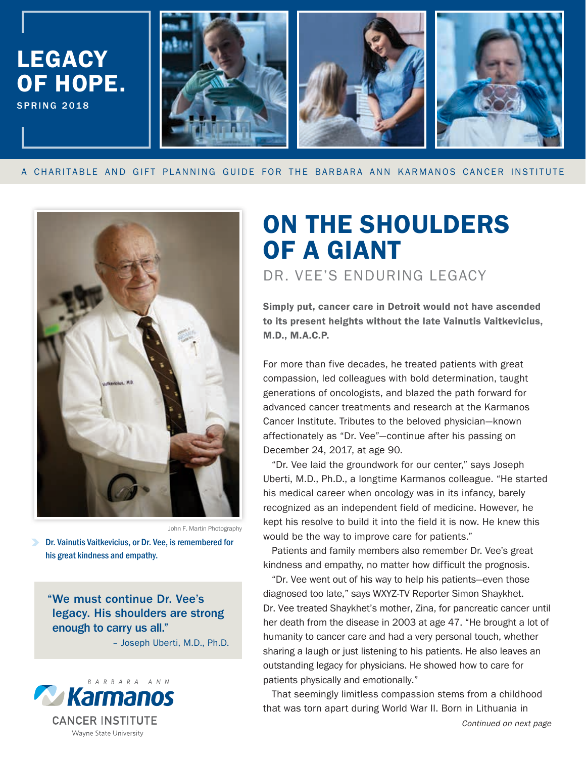# LEGACY OF HOPE.

SPRING 2018

A CHARITABLE AND GIFT PLANNING GUIDE FOR THE BARBARA ANN KARMANOS CANCER INSTITUTE

John F. Martin Photography

Dr. Vainutis Vaitkevicius, or Dr. Vee, is remembered for his great kindness and empathy.

> "We must continue Dr. Vee's legacy. His shoulders are strong enough to carry us all."
>
> – Joseph Uberti, M.D., Ph.D.

BARBARA ANN Karmanos CANCER INSTITUTE Wayne State University

## ON THE SHOULDERS OF A GIANT

### DR. VEE'S ENDURING LEGACY

**Simply put, cancer care in Detroit would not have ascended to its present heights without the late Vainutis Vaitkevicius, M.D., M.A.C.P.**

For more than five decades, he treated patients with great compassion, led colleagues with bold determination, taught generations of oncologists, and blazed the path forward for advanced cancer treatments and research at the Karmanos Cancer Institute. Tributes to the beloved physician—known affectionately as "Dr. Vee"—continue after his passing on December 24, 2017, at age 90.

"Dr. Vee laid the groundwork for our center," says Joseph Uberti, M.D., Ph.D., a longtime Karmanos colleague. "He started his medical career when oncology was in its infancy, barely recognized as an independent field of medicine. However, he kept his resolve to build it into the field it is now. He knew this would be the way to improve care for patients."

Patients and family members also remember Dr. Vee's great kindness and empathy, no matter how difficult the prognosis.

"Dr. Vee went out of his way to help his patients—even those diagnosed too late," says WXYZ-TV Reporter Simon Shaykhet. Dr. Vee treated Shaykhet's mother, Zina, for pancreatic cancer until her death from the disease in 2003 at age 47. "He brought a lot of humanity to cancer care and had a very personal touch, whether sharing a laugh or just listening to his patients. He also leaves an outstanding legacy for physicians. He showed how to care for patients physically and emotionally."

That seemingly limitless compassion stems from a childhood that was torn apart during World War II. Born in Lithuania in

*Continued on next page*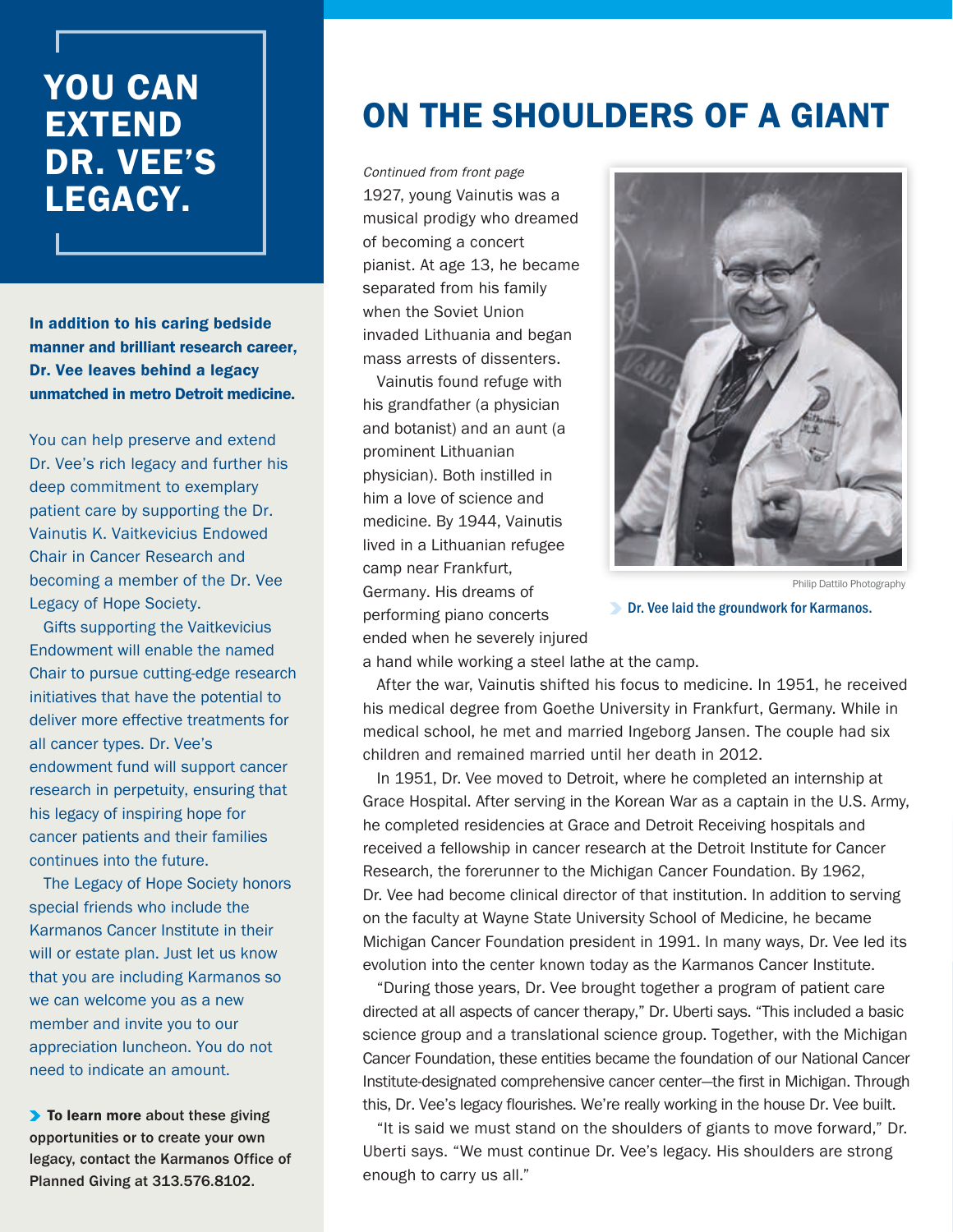# YOU CAN EXTEND DR. VEE'S LEGACY.

**In addition to his caring bedside manner and brilliant research career, Dr. Vee leaves behind a legacy unmatched in metro Detroit medicine.**

You can help preserve and extend Dr. Vee's rich legacy and further his deep commitment to exemplary patient care by supporting the Dr. Vainutis K. Vaitkevicius Endowed Chair in Cancer Research and becoming a member of the Dr. Vee Legacy of Hope Society.

Gifts supporting the Vaitkevicius Endowment will enable the named Chair to pursue cutting-edge research initiatives that have the potential to deliver more effective treatments for all cancer types. Dr. Vee's endowment fund will support cancer research in perpetuity, ensuring that his legacy of inspiring hope for cancer patients and their families continues into the future.

The Legacy of Hope Society honors special friends who include the Karmanos Cancer Institute in their will or estate plan. Just let us know that you are including Karmanos so we can welcome you as a new member and invite you to our appreciation luncheon. You do not need to indicate an amount.

**To learn more** about these giving opportunities or to create your own legacy, contact the Karmanos Office of Planned Giving at 313.576.8102.

# ON THE SHOULDERS OF A GIANT

*Continued from front page*

1927, young Vainutis was a musical prodigy who dreamed of becoming a concert pianist. At age 13, he became separated from his family when the Soviet Union invaded Lithuania and began mass arrests of dissenters.

Vainutis found refuge with his grandfather (a physician and botanist) and an aunt (a prominent Lithuanian physician). Both instilled in him a love of science and medicine. By 1944, Vainutis lived in a Lithuanian refugee camp near Frankfurt, Germany. His dreams of performing piano concerts ended when he severely injured a hand while working a steel lathe at the camp.

Philip Dattilo Photography

Dr. Vee laid the groundwork for Karmanos.

After the war, Vainutis shifted his focus to medicine. In 1951, he received his medical degree from Goethe University in Frankfurt, Germany. While in medical school, he met and married Ingeborg Jansen. The couple had six children and remained married until her death in 2012.

In 1951, Dr. Vee moved to Detroit, where he completed an internship at Grace Hospital. After serving in the Korean War as a captain in the U.S. Army, he completed residencies at Grace and Detroit Receiving hospitals and received a fellowship in cancer research at the Detroit Institute for Cancer Research, the forerunner to the Michigan Cancer Foundation. By 1962, Dr. Vee had become clinical director of that institution. In addition to serving on the faculty at Wayne State University School of Medicine, he became Michigan Cancer Foundation president in 1991. In many ways, Dr. Vee led its evolution into the center known today as the Karmanos Cancer Institute.

"During those years, Dr. Vee brought together a program of patient care directed at all aspects of cancer therapy," Dr. Uberti says. "This included a basic science group and a translational science group. Together, with the Michigan Cancer Foundation, these entities became the foundation of our National Cancer Institute-designated comprehensive cancer center—the first in Michigan. Through this, Dr. Vee's legacy flourishes. We're really working in the house Dr. Vee built.

"It is said we must stand on the shoulders of giants to move forward," Dr. Uberti says. "We must continue Dr. Vee's legacy. His shoulders are strong enough to carry us all."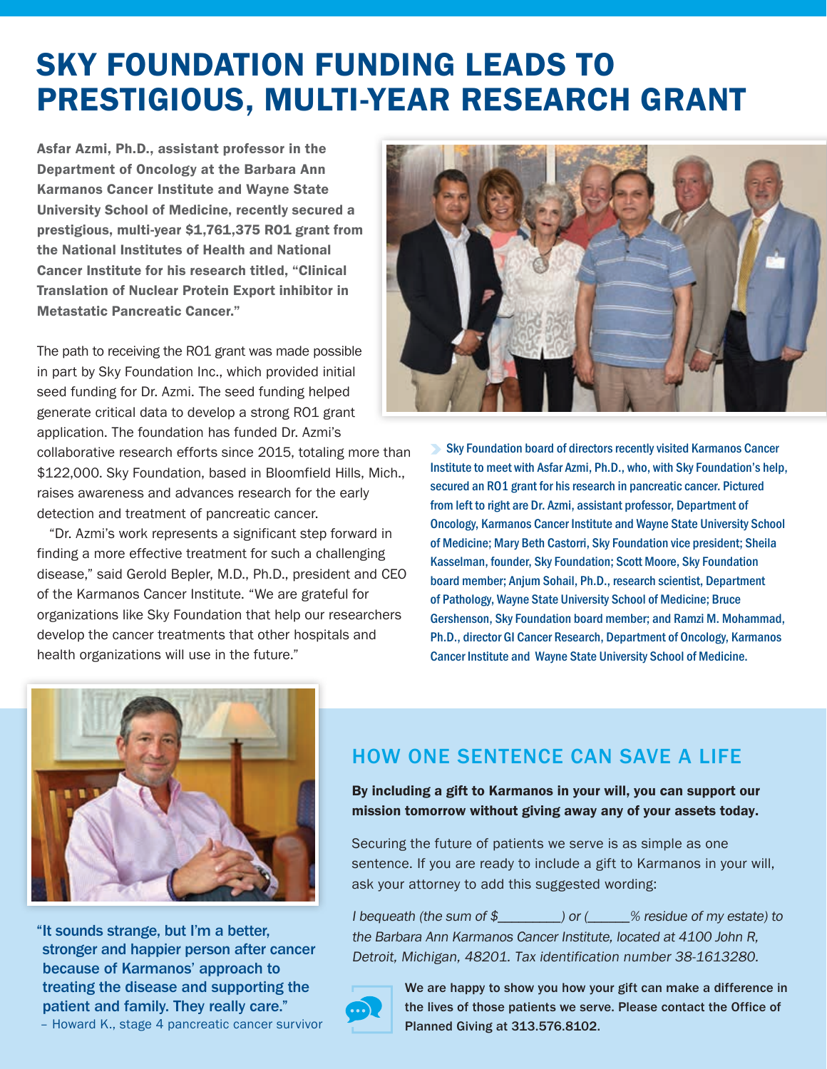# SKY FOUNDATION FUNDING LEADS TO PRESTIGIOUS, MULTI-YEAR RESEARCH GRANT

**Asfar Azmi, Ph.D., assistant professor in the Department of Oncology at the Barbara Ann Karmanos Cancer Institute and Wayne State University School of Medicine, recently secured a prestigious, multi-year $1,761,375 RO1 grant from the National Institutes of Health and National Cancer Institute for his research titled, "Clinical Translation of Nuclear Protein Export inhibitor in Metastatic Pancreatic Cancer."**

The path to receiving the RO1 grant was made possible in part by Sky Foundation Inc., which provided initial seed funding for Dr. Azmi. The seed funding helped generate critical data to develop a strong RO1 grant application. The foundation has funded Dr. Azmi's collaborative research efforts since 2015, totaling more than $122,000. Sky Foundation, based in Bloomfield Hills, Mich., raises awareness and advances research for the early detection and treatment of pancreatic cancer.

"Dr. Azmi's work represents a significant step forward in finding a more effective treatment for such a challenging disease," said Gerold Bepler, M.D., Ph.D., president and CEO of the Karmanos Cancer Institute. "We are grateful for organizations like Sky Foundation that help our researchers develop the cancer treatments that other hospitals and health organizations will use in the future."

Sky Foundation board of directors recently visited Karmanos Cancer Institute to meet with Asfar Azmi, Ph.D., who, with Sky Foundation's help, secured an RO1 grant for his research in pancreatic cancer. Pictured from left to right are Dr. Azmi, assistant professor, Department of Oncology, Karmanos Cancer Institute and Wayne State University School of Medicine; Mary Beth Castorri, Sky Foundation vice president; Sheila Kasselman, founder, Sky Foundation; Scott Moore, Sky Foundation board member; Anjum Sohail, Ph.D., research scientist, Department of Pathology, Wayne State University School of Medicine; Bruce Gershenson, Sky Foundation board member; and Ramzi M. Mohammad, Ph.D., director GI Cancer Research, Department of Oncology, Karmanos Cancer Institute and Wayne State University School of Medicine.

"It sounds strange, but I'm a better, stronger and happier person after cancer because of Karmanos' approach to treating the disease and supporting the patient and family. They really care."

– Howard K., stage 4 pancreatic cancer survivor

## HOW ONE SENTENCE CAN SAVE A LIFE

**By including a gift to Karmanos in your will, you can support our mission tomorrow without giving away any of your assets today.**

Securing the future of patients we serve is as simple as one sentence. If you are ready to include a gift to Karmanos in your will, ask your attorney to add this suggested wording:

*I bequeath (the sum of $________) or (______% residue of my estate) to the Barbara Ann Karmanos Cancer Institute, located at 4100 John R, Detroit, Michigan, 48201. Tax identification number 38-1613280.*

**We are happy to show you how your gift can make a difference in the lives of those patients we serve. Please contact the Office of Planned Giving at 313.576.8102.**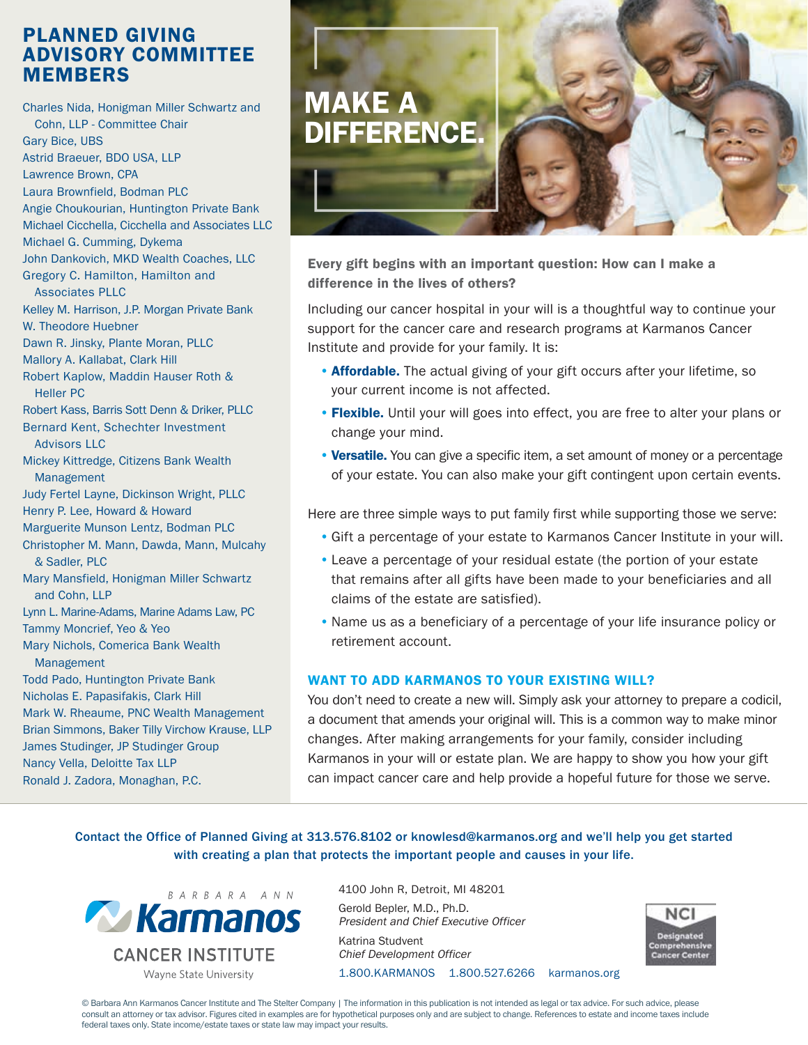## PLANNED GIVING ADVISORY COMMITTEE MEMBERS

Charles Nida, Honigman Miller Schwartz and Cohn, LLP - Committee Chair
Gary Bice, UBS
Astrid Braeuer, BDO USA, LLP
Lawrence Brown, CPA
Laura Brownfield, Bodman PLC
Angie Choukourian, Huntington Private Bank
Michael Cicchella, Cicchella and Associates LLC
Michael G. Cumming, Dykema
John Dankovich, MKD Wealth Coaches, LLC
Gregory C. Hamilton, Hamilton and Associates PLLC
Kelley M. Harrison, J.P. Morgan Private Bank
W. Theodore Huebner
Dawn R. Jinsky, Plante Moran, PLLC
Mallory A. Kallabat, Clark Hill
Robert Kaplow, Maddin Hauser Roth & Heller PC
Robert Kass, Barris Sott Denn & Driker, PLLC
Bernard Kent, Schechter Investment Advisors LLC
Mickey Kittredge, Citizens Bank Wealth Management
Judy Fertel Layne, Dickinson Wright, PLLC
Henry P. Lee, Howard & Howard
Marguerite Munson Lentz, Bodman PLC
Christopher M. Mann, Dawda, Mann, Mulcahy & Sadler, PLC
Mary Mansfield, Honigman Miller Schwartz and Cohn, LLP
Lynn L. Marine-Adams, Marine Adams Law, PC
Tammy Moncrief, Yeo & Yeo
Mary Nichols, Comerica Bank Wealth Management
Todd Pado, Huntington Private Bank
Nicholas E. Papasifakis, Clark Hill
Mark W. Rheaume, PNC Wealth Management
Brian Simmons, Baker Tilly Virchow Krause, LLP
James Studinger, JP Studinger Group
Nancy Vella, Deloitte Tax LLP
Ronald J. Zadora, Monaghan, P.C.

# MAKE A DIFFERENCE.

**Every gift begins with an important question: How can I make a difference in the lives of others?**

Including our cancer hospital in your will is a thoughtful way to continue your support for the cancer care and research programs at Karmanos Cancer Institute and provide for your family. It is:

- **Affordable.** The actual giving of your gift occurs after your lifetime, so your current income is not affected.
- **Flexible.** Until your will goes into effect, you are free to alter your plans or change your mind.
- **Versatile.** You can give a specific item, a set amount of money or a percentage of your estate. You can also make your gift contingent upon certain events.

Here are three simple ways to put family first while supporting those we serve:

- Gift a percentage of your estate to Karmanos Cancer Institute in your will.
- Leave a percentage of your residual estate (the portion of your estate that remains after all gifts have been made to your beneficiaries and all claims of the estate are satisfied).
- Name us as a beneficiary of a percentage of your life insurance policy or retirement account.

### WANT TO ADD KARMANOS TO YOUR EXISTING WILL?

You don't need to create a new will. Simply ask your attorney to prepare a codicil, a document that amends your original will. This is a common way to make minor changes. After making arrangements for your family, consider including Karmanos in your will or estate plan. We are happy to show you how your gift can impact cancer care and help provide a hopeful future for those we serve.

**Contact the Office of Planned Giving at 313.576.8102 or knowlesd@karmanos.org and we'll help you get started with creating a plan that protects the important people and causes in your life.**

BARBARA ANN Karmanos CANCER INSTITUTE
Wayne State University

4100 John R, Detroit, MI 48201

Gerold Bepler, M.D., Ph.D.
*President and Chief Executive Officer*

Katrina Studvent
*Chief Development Officer*

1.800.KARMANOS 1.800.527.6266 karmanos.org

NCI Designated Comprehensive Cancer Center

© Barbara Ann Karmanos Cancer Institute and The Stelter Company | The information in this publication is not intended as legal or tax advice. For such advice, please consult an attorney or tax advisor. Figures cited in examples are for hypothetical purposes only and are subject to change. References to estate and income taxes include federal taxes only. State income/estate taxes or state law may impact your results.